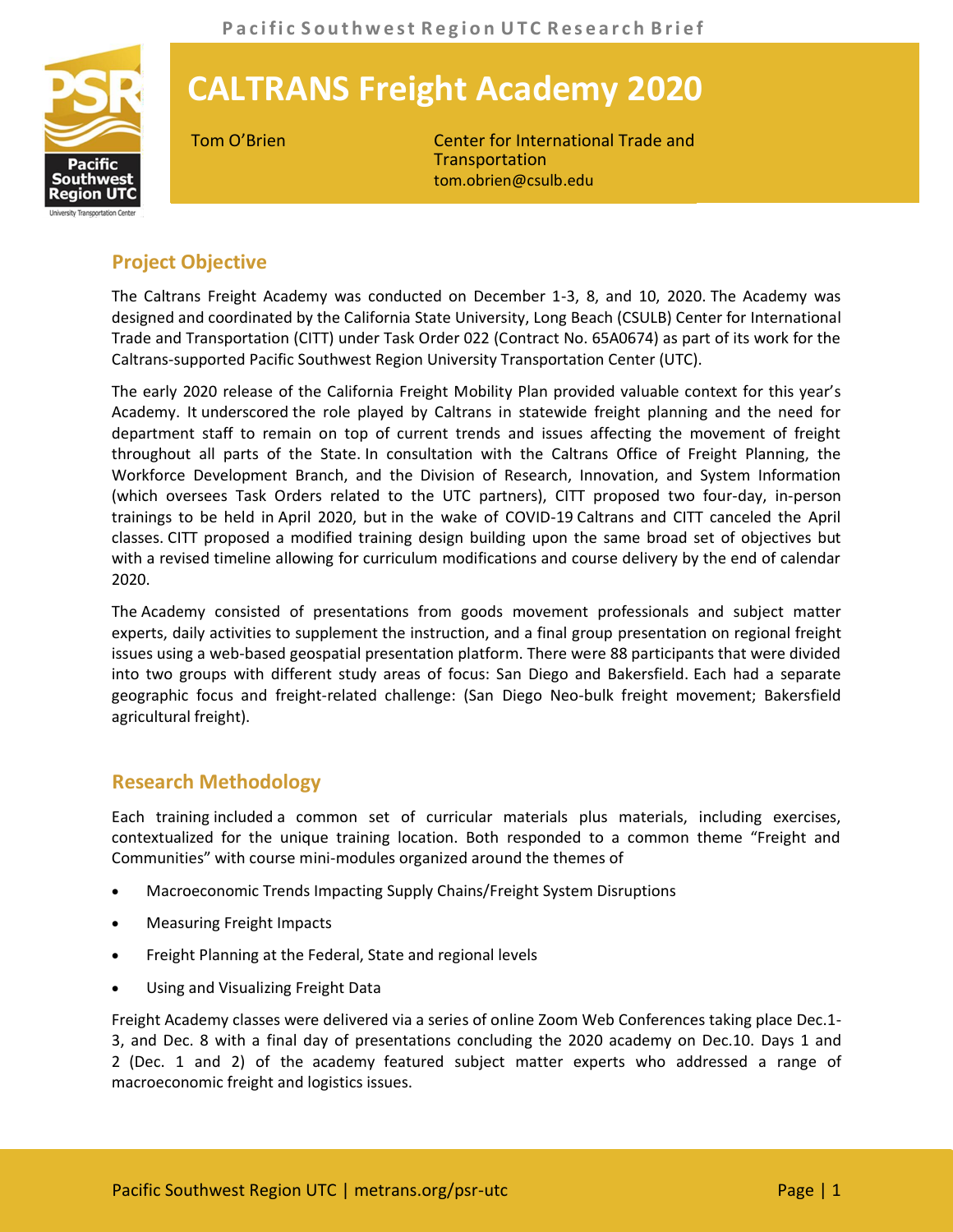# CALTRANS Freight Academy 2020

Tom O'Brien

Center for International Trade and Transportation
tom.obrien@csulb.edu

## Project Objective

The Caltrans Freight Academy was conducted on December 1-3, 8, and 10, 2020. The Academy was designed and coordinated by the California State University, Long Beach (CSULB) Center for International Trade and Transportation (CITT) under Task Order 022 (Contract No. 65A0674) as part of its work for the Caltrans-supported Pacific Southwest Region University Transportation Center (UTC).

The early 2020 release of the California Freight Mobility Plan provided valuable context for this year's Academy. It underscored the role played by Caltrans in statewide freight planning and the need for department staff to remain on top of current trends and issues affecting the movement of freight throughout all parts of the State. In consultation with the Caltrans Office of Freight Planning, the Workforce Development Branch, and the Division of Research, Innovation, and System Information (which oversees Task Orders related to the UTC partners), CITT proposed two four-day, in-person trainings to be held in April 2020, but in the wake of COVID-19 Caltrans and CITT canceled the April classes. CITT proposed a modified training design building upon the same broad set of objectives but with a revised timeline allowing for curriculum modifications and course delivery by the end of calendar 2020.

The Academy consisted of presentations from goods movement professionals and subject matter experts, daily activities to supplement the instruction, and a final group presentation on regional freight issues using a web-based geospatial presentation platform. There were 88 participants that were divided into two groups with different study areas of focus: San Diego and Bakersfield. Each had a separate geographic focus and freight-related challenge: (San Diego Neo-bulk freight movement; Bakersfield agricultural freight).

## Research Methodology

Each training included a common set of curricular materials plus materials, including exercises, contextualized for the unique training location. Both responded to a common theme "Freight and Communities" with course mini-modules organized around the themes of

- Macroeconomic Trends Impacting Supply Chains/Freight System Disruptions
- Measuring Freight Impacts
- Freight Planning at the Federal, State and regional levels
- Using and Visualizing Freight Data

Freight Academy classes were delivered via a series of online Zoom Web Conferences taking place Dec.1-3, and Dec. 8 with a final day of presentations concluding the 2020 academy on Dec.10. Days 1 and 2 (Dec. 1 and 2) of the academy featured subject matter experts who addressed a range of macroeconomic freight and logistics issues.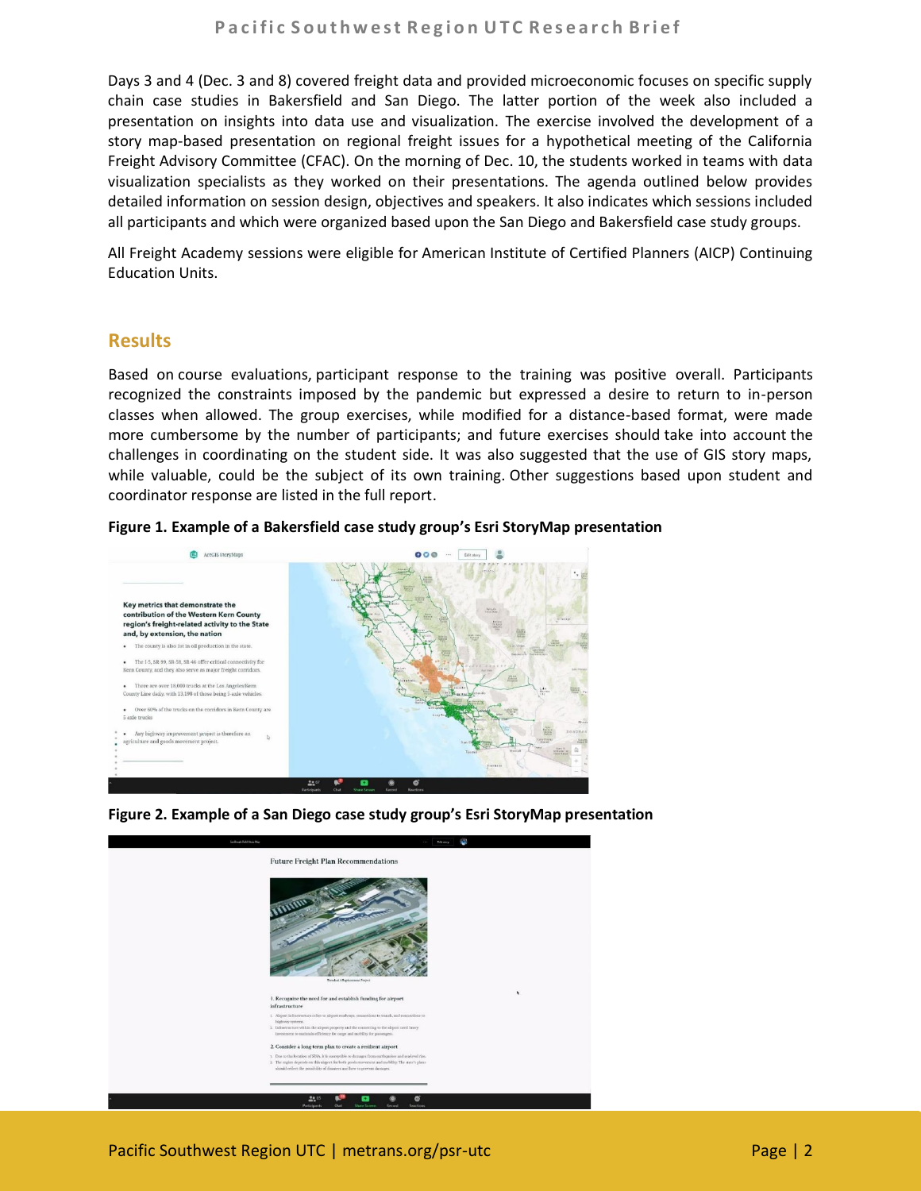Days 3 and 4 (Dec. 3 and 8) covered freight data and provided microeconomic focuses on specific supply chain case studies in Bakersfield and San Diego. The latter portion of the week also included a presentation on insights into data use and visualization. The exercise involved the development of a story map-based presentation on regional freight issues for a hypothetical meeting of the California Freight Advisory Committee (CFAC). On the morning of Dec. 10, the students worked in teams with data visualization specialists as they worked on their presentations. The agenda outlined below provides detailed information on session design, objectives and speakers. It also indicates which sessions included all participants and which were organized based upon the San Diego and Bakersfield case study groups.

All Freight Academy sessions were eligible for American Institute of Certified Planners (AICP) Continuing Education Units.

## Results

Based on course evaluations, participant response to the training was positive overall. Participants recognized the constraints imposed by the pandemic but expressed a desire to return to in-person classes when allowed. The group exercises, while modified for a distance-based format, were made more cumbersome by the number of participants; and future exercises should take into account the challenges in coordinating on the student side. It was also suggested that the use of GIS story maps, while valuable, could be the subject of its own training. Other suggestions based upon student and coordinator response are listed in the full report.

**Figure 1. Example of a Bakersfield case study group's Esri StoryMap presentation**

**Figure 2. Example of a San Diego case study group's Esri StoryMap presentation**